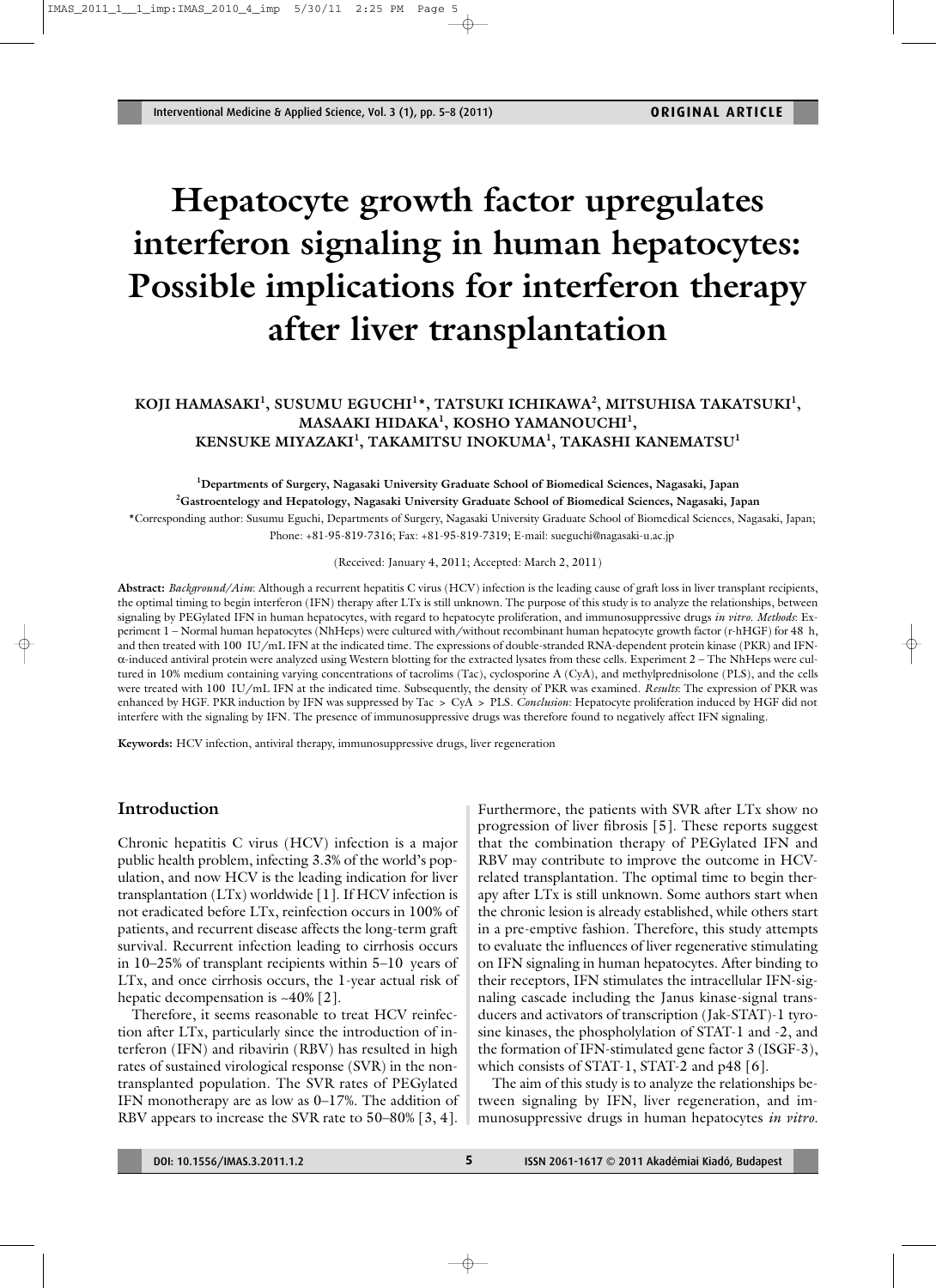ORIGINAL ARTICLE

# Hepatocyte growth factor upregulates interferon signaling in human hepatocytes: Possible implications for interferon therapy after liver transplantation

KOJI HAMASAKI[1], SUSUMU EGUCHI[1]*, TATSUKI ICHIKAWA[2], MITSUHISA TAKATSUKI[1], MASAAKI HIDAKA[1], KOSHO YAMANOUCHI[1], KENSUKE MIYAZAKI[1], TAKAMITSU INOKUMA[1], TAKASHI KANEMATSU[1]

[1]Departments of Surgery, Nagasaki University Graduate School of Biomedical Sciences, Nagasaki, Japan

[2]Gastroentelogy and Hepatology, Nagasaki University Graduate School of Biomedical Sciences, Nagasaki, Japan

*Corresponding author: Susumu Eguchi, Departments of Surgery, Nagasaki University Graduate School of Biomedical Sciences, Nagasaki, Japan; Phone: +81-95-819-7316; Fax: +81-95-819-7319; E-mail: sueguchi@nagasaki-u.ac.jp

(Received: January 4, 2011; Accepted: March 2, 2011)

**Abstract:** *Background/Aim*: Although a recurrent hepatitis C virus (HCV) infection is the leading cause of graft loss in liver transplant recipients, the optimal timing to begin interferon (IFN) therapy after LTx is still unknown. The purpose of this study is to analyze the relationships, between signaling by PEGylated IFN in human hepatocytes, with regard to hepatocyte proliferation, and immunosuppressive drugs *in vitro*. *Methods*: Experiment 1 – Normal human hepatocytes (NhHeps) were cultured with/without recombinant human hepatocyte growth factor (r-hHGF) for 48 h, and then treated with 100 IU/mL IFN at the indicated time. The expressions of double-stranded RNA-dependent protein kinase (PKR) and IFN-α-induced antiviral protein were analyzed using Western blotting for the extracted lysates from these cells. Experiment 2 – The NhHeps were cultured in 10% medium containing varying concentrations of tacrolims (Tac), cyclosporine A (CyA), and methylprednisolone (PLS), and the cells were treated with 100 IU/mL IFN at the indicated time. Subsequently, the density of PKR was examined. *Results*: The expression of PKR was enhanced by HGF. PKR induction by IFN was suppressed by Tac > CyA > PLS. *Conclusion*: Hepatocyte proliferation induced by HGF did not interfere with the signaling by IFN. The presence of immunosuppressive drugs was therefore found to negatively affect IFN signaling.

**Keywords:** HCV infection, antiviral therapy, immunosuppressive drugs, liver regeneration

## Introduction

Chronic hepatitis C virus (HCV) infection is a major public health problem, infecting 3.3% of the world's population, and now HCV is the leading indication for liver transplantation (LTx) worldwide [1]. If HCV infection is not eradicated before LTx, reinfection occurs in 100% of patients, and recurrent disease affects the long-term graft survival. Recurrent infection leading to cirrhosis occurs in 10–25% of transplant recipients within 5–10 years of LTx, and once cirrhosis occurs, the 1-year actual risk of hepatic decompensation is ~40% [2].

Therefore, it seems reasonable to treat HCV reinfection after LTx, particularly since the introduction of interferon (IFN) and ribavirin (RBV) has resulted in high rates of sustained virological response (SVR) in the nontransplanted population. The SVR rates of PEGylated IFN monotherapy are as low as 0–17%. The addition of RBV appears to increase the SVR rate to 50–80% [3, 4]. Furthermore, the patients with SVR after LTx show no progression of liver fibrosis [5]. These reports suggest that the combination therapy of PEGylated IFN and RBV may contribute to improve the outcome in HCV-related transplantation. The optimal time to begin therapy after LTx is still unknown. Some authors start when the chronic lesion is already established, while others start in a pre-emptive fashion. Therefore, this study attempts to evaluate the influences of liver regenerative stimulating on IFN signaling in human hepatocytes. After binding to their receptors, IFN stimulates the intracellular IFN-signaling cascade including the Janus kinase-signal transducers and activators of transcription (Jak-STAT)-1 tyrosine kinases, the phospholylation of STAT-1 and -2, and the formation of IFN-stimulated gene factor 3 (ISGF-3), which consists of STAT-1, STAT-2 and p48 [6].

The aim of this study is to analyze the relationships between signaling by IFN, liver regeneration, and immunosuppressive drugs in human hepatocytes *in vitro*.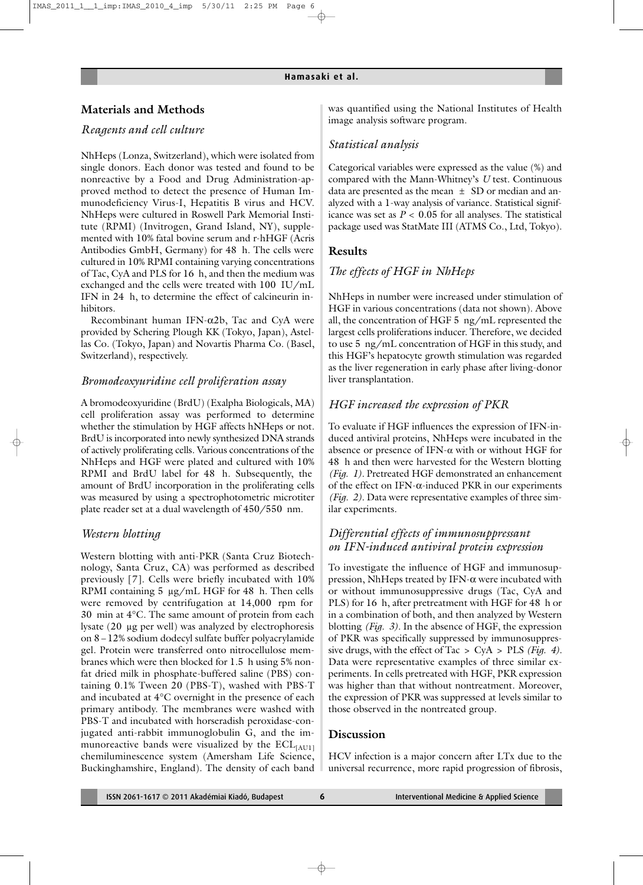## Materials and Methods

### *Reagents and cell culture*

NhHeps (Lonza, Switzerland), which were isolated from single donors. Each donor was tested and found to be nonreactive by a Food and Drug Administration-approved method to detect the presence of Human Immunodeficiency Virus-I, Hepatitis B virus and HCV. NhHeps were cultured in Roswell Park Memorial Institute (RPMI) (Invitrogen, Grand Island, NY), supplemented with 10% fatal bovine serum and r-hHGF (Acris Antibodies GmbH, Germany) for 48 h. The cells were cultured in 10% RPMI containing varying concentrations of Tac, CyA and PLS for 16 h, and then the medium was exchanged and the cells were treated with 100 IU/mL IFN in 24 h, to determine the effect of calcineurin inhibitors.

Recombinant human IFN-$\alpha$2b, Tac and CyA were provided by Schering Plough KK (Tokyo, Japan), Astellas Co. (Tokyo, Japan) and Novartis Pharma Co. (Basel, Switzerland), respectively.

### *Bromodeoxyuridine cell proliferation assay*

A bromodeoxyuridine (BrdU) (Exalpha Biologicals, MA) cell proliferation assay was performed to determine whether the stimulation by HGF affects hNHeps or not. BrdU is incorporated into newly synthesized DNA strands of actively proliferating cells. Various concentrations of the NhHeps and HGF were plated and cultured with 10% RPMI and BrdU label for 48 h. Subsequently, the amount of BrdU incorporation in the proliferating cells was measured by using a spectrophotometric microtiter plate reader set at a dual wavelength of 450/550 nm.

### *Western blotting*

Western blotting with anti-PKR (Santa Cruz Biotechnology, Santa Cruz, CA) was performed as described previously [7]. Cells were briefly incubated with 10% RPMI containing 5 µg/mL HGF for 48 h. Then cells were removed by centrifugation at 14,000 rpm for 30 min at 4°C. The same amount of protein from each lysate (20 µg per well) was analyzed by electrophoresis on 8 – 12% sodium dodecyl sulfate buffer polyacrylamide gel. Protein were transferred onto nitrocellulose membranes which were then blocked for 1.5 h using 5% nonfat dried milk in phosphate-buffered saline (PBS) containing 0.1% Tween 20 (PBS-T), washed with PBS-T and incubated at 4°C overnight in the presence of each primary antibody. The membranes were washed with PBS-T and incubated with horseradish peroxidase-conjugated anti-rabbit immunoglobulin G, and the immunoreactive bands were visualized by the $ECL_{[AU1]}$ chemiluminescence system (Amersham Life Science, Buckinghamshire, England). The density of each band was quantified using the National Institutes of Health image analysis software program.

### *Statistical analysis*

Categorical variables were expressed as the value (%) and compared with the Mann-Whitney's *U* test. Continuous data are presented as the mean ± SD or median and analyzed with a 1-way analysis of variance. Statistical significance was set as $P < 0.05$ for all analyses. The statistical package used was StatMate III (ATMS Co., Ltd, Tokyo).

## Results

### *The effects of HGF in NhHeps*

NhHeps in number were increased under stimulation of HGF in various concentrations (data not shown). Above all, the concentration of HGF 5 ng/mL represented the largest cells proliferations inducer. Therefore, we decided to use 5 ng/mL concentration of HGF in this study, and this HGF's hepatocyte growth stimulation was regarded as the liver regeneration in early phase after living-donor liver transplantation.

### *HGF increased the expression of PKR*

To evaluate if HGF influences the expression of IFN-induced antiviral proteins, NhHeps were incubated in the absence or presence of IFN-$\alpha$ with or without HGF for 48 h and then were harvested for the Western blotting *(Fig. 1)*. Pretreated HGF demonstrated an enhancement of the effect on IFN-$\alpha$-induced PKR in our experiments *(Fig. 2)*. Data were representative examples of three similar experiments.

### *Differential effects of immunosuppressant on IFN-induced antiviral protein expression*

To investigate the influence of HGF and immunosuppression, NhHeps treated by IFN-$\alpha$ were incubated with or without immunosuppressive drugs (Tac, CyA and PLS) for 16 h, after pretreatment with HGF for 48 h or in a combination of both, and then analyzed by Western blotting *(Fig. 3)*. In the absence of HGF, the expression of PKR was specifically suppressed by immunosuppressive drugs, with the effect of Tac > CyA > PLS *(Fig. 4)*. Data were representative examples of three similar experiments. In cells pretreated with HGF, PKR expression was higher than that without nontreatment. Moreover, the expression of PKR was suppressed at levels similar to those observed in the nontreated group.

## Discussion

HCV infection is a major concern after LTx due to the universal recurrence, more rapid progression of fibrosis,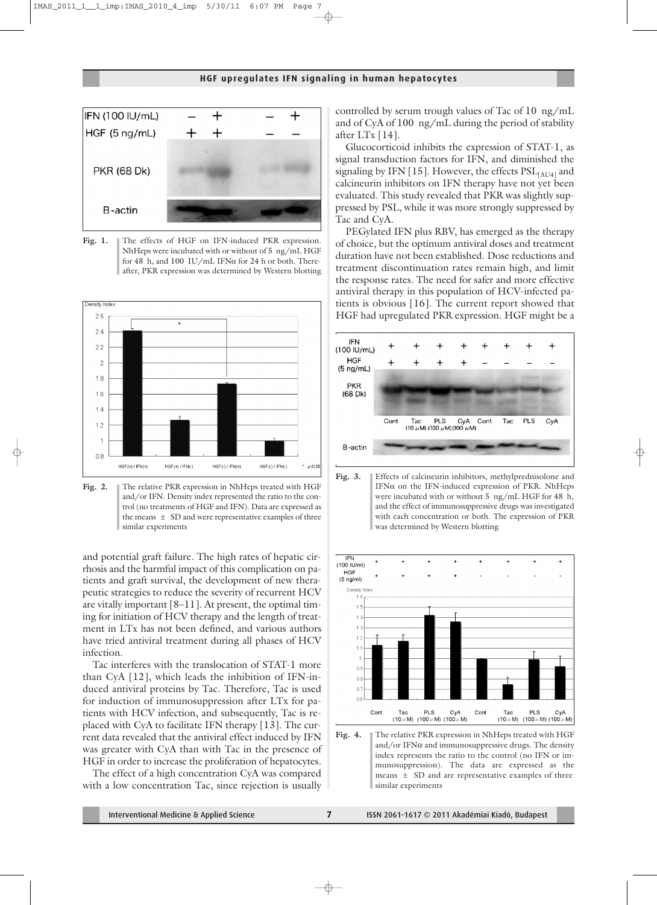Fig. 1. The effects of HGF on IFN-induced PKR expression. NhHeps were incubated with or without of 5 ng/mL HGF for 48 h, and 100 IU/mL IFNα for 24 h or both. Thereafter, PKR expression was determined by Western blotting

Fig. 2. The relative PKR expression in NhHeps treated with HGF and/or IFN. Density index represented the ratio to the control (no treatments of HGF and IFN). Data are expressed as the means ± SD and were representative examples of three similar experiments

and potential graft failure. The high rates of hepatic cirrhosis and the harmful impact of this complication on patients and graft survival, the development of new therapeutic strategies to reduce the severity of recurrent HCV are vitally important [8–11]. At present, the optimal timing for initiation of HCV therapy and the length of treatment in LTx has not been defined, and various authors have tried antiviral treatment during all phases of HCV infection.

Tac interferes with the translocation of STAT-1 more than CyA [12], which leads the inhibition of IFN-induced antiviral proteins by Tac. Therefore, Tac is used for induction of immunosuppression after LTx for patients with HCV infection, and subsequently, Tac is replaced with CyA to facilitate IFN therapy [13]. The current data revealed that the antiviral effect induced by IFN was greater with CyA than with Tac in the presence of HGF in order to increase the proliferation of hepatocytes.

The effect of a high concentration CyA was compared with a low concentration Tac, since rejection is usually controlled by serum trough values of Tac of 10 ng/mL and of CyA of 100 ng/mL during the period of stability after LTx [14].

Glucocorticoid inhibits the expression of STAT-1, as signal transduction factors for IFN, and diminished the signaling by IFN [15]. However, the effects PSL[AU4] and calcineurin inhibitors on IFN therapy have not yet been evaluated. This study revealed that PKR was slightly suppressed by PSL, while it was more strongly suppressed by Tac and CyA.

PEGylated IFN plus RBV, has emerged as the therapy of choice, but the optimum antiviral doses and treatment duration have not been established. Dose reductions and treatment discontinuation rates remain high, and limit the response rates. The need for safer and more effective antiviral therapy in this population of HCV-infected patients is obvious [16]. The current report showed that HGF had upregulated PKR expression. HGF might be a

Fig. 3. Effects of calcineurin inhibitors, methylprednisolone and IFNα on the IFN-induced expression of PKR. NhHeps were incubated with or without 5 ng/mL HGF for 48 h, and the effect of immunosuppressive drugs was investigated with each concentration or both. The expression of PKR was determined by Western blotting

Fig. 4. The relative PKR expression in NhHeps treated with HGF and/or IFNα and immunosuppressive drugs. The density index represents the ratio to the control (no IFN or immunosuppression). The data are expressed as the means ± SD and are representative examples of three similar experiments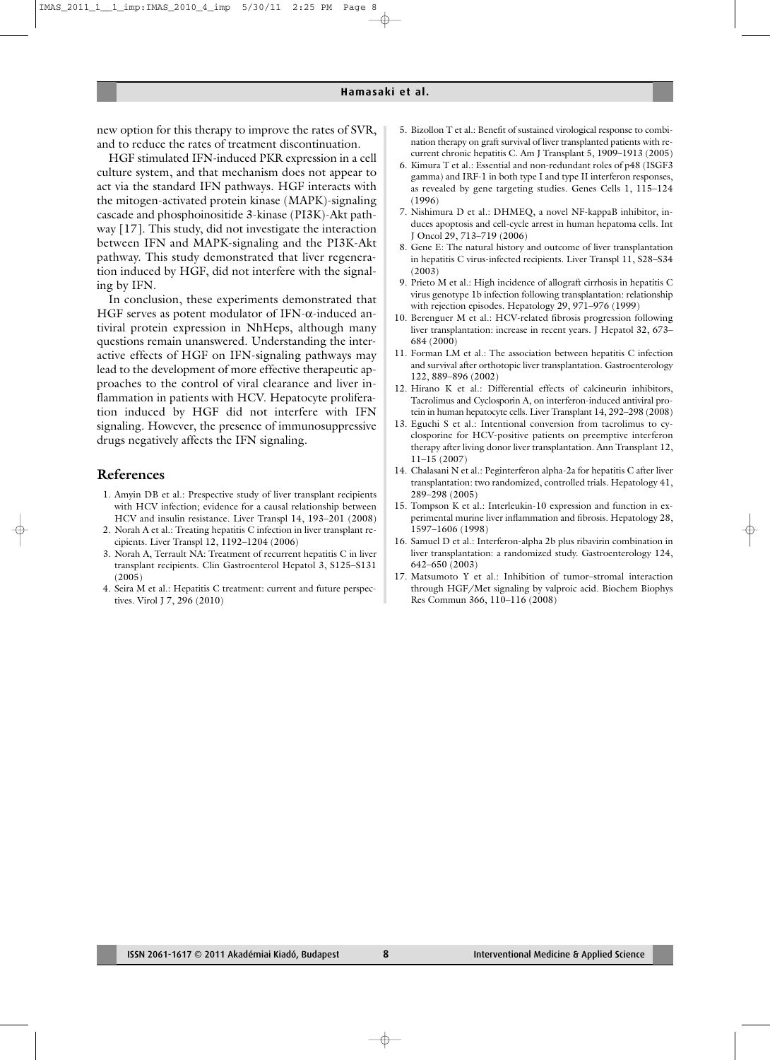new option for this therapy to improve the rates of SVR, and to reduce the rates of treatment discontinuation.

HGF stimulated IFN-induced PKR expression in a cell culture system, and that mechanism does not appear to act via the standard IFN pathways. HGF interacts with the mitogen-activated protein kinase (MAPK)-signaling cascade and phosphoinositide 3-kinase (PI3K)-Akt pathway [17]. This study, did not investigate the interaction between IFN and MAPK-signaling and the PI3K-Akt pathway. This study demonstrated that liver regeneration induced by HGF, did not interfere with the signaling by IFN.

In conclusion, these experiments demonstrated that HGF serves as potent modulator of IFN-α-induced antiviral protein expression in NhHeps, although many questions remain unanswered. Understanding the interactive effects of HGF on IFN-signaling pathways may lead to the development of more effective therapeutic approaches to the control of viral clearance and liver inflammation in patients with HCV. Hepatocyte proliferation induced by HGF did not interfere with IFN signaling. However, the presence of immunosuppressive drugs negatively affects the IFN signaling.

## References

1. Amyin DB et al.: Prespective study of liver transplant recipients with HCV infection; evidence for a causal relationship between HCV and insulin resistance. Liver Transpl 14, 193–201 (2008)
2. Norah A et al.: Treating hepatitis C infection in liver transplant recipients. Liver Transpl 12, 1192–1204 (2006)
3. Norah A, Terrault NA: Treatment of recurrent hepatitis C in liver transplant recipients. Clin Gastroenterol Hepatol 3, S125–S131 (2005)
4. Seira M et al.: Hepatitis C treatment: current and future perspectives. Virol J 7, 296 (2010)
5. Bizollon T et al.: Benefit of sustained virological response to combination therapy on graft survival of liver transplanted patients with recurrent chronic hepatitis C. Am J Transplant 5, 1909–1913 (2005)
6. Kimura T et al.: Essential and non-redundant roles of p48 (ISGF3 gamma) and IRF-1 in both type I and type II interferon responses, as revealed by gene targeting studies. Genes Cells 1, 115–124 (1996)
7. Nishimura D et al.: DHMEQ, a novel NF-kappaB inhibitor, induces apoptosis and cell-cycle arrest in human hepatoma cells. Int J Oncol 29, 713–719 (2006)
8. Gene E: The natural history and outcome of liver transplantation in hepatitis C virus-infected recipients. Liver Transpl 11, S28–S34 (2003)
9. Prieto M et al.: High incidence of allograft cirrhosis in hepatitis C virus genotype 1b infection following transplantation: relationship with rejection episodes. Hepatology 29, 971–976 (1999)
10. Berenguer M et al.: HCV-related fibrosis progression following liver transplantation: increase in recent years. J Hepatol 32, 673–684 (2000)
11. Forman LM et al.: The association between hepatitis C infection and survival after orthotopic liver transplantation. Gastroenterology 122, 889–896 (2002)
12. Hirano K et al.: Differential effects of calcineurin inhibitors, Tacrolimus and Cyclosporin A, on interferon-induced antiviral protein in human hepatocyte cells. Liver Transplant 14, 292–298 (2008)
13. Eguchi S et al.: Intentional conversion from tacrolimus to cyclosporine for HCV-positive patients on preemptive interferon therapy after living donor liver transplantation. Ann Transplant 12, 11–15 (2007)
14. Chalasani N et al.: Peginterferon alpha-2a for hepatitis C after liver transplantation: two randomized, controlled trials. Hepatology 41, 289–298 (2005)
15. Tompson K et al.: Interleukin-10 expression and function in experimental murine liver inflammation and fibrosis. Hepatology 28, 1597–1606 (1998)
16. Samuel D et al.: Interferon-alpha 2b plus ribavirin combination in liver transplantation: a randomized study. Gastroenterology 124, 642–650 (2003)
17. Matsumoto Y et al.: Inhibition of tumor–stromal interaction through HGF/Met signaling by valproic acid. Biochem Biophys Res Commun 366, 110–116 (2008)